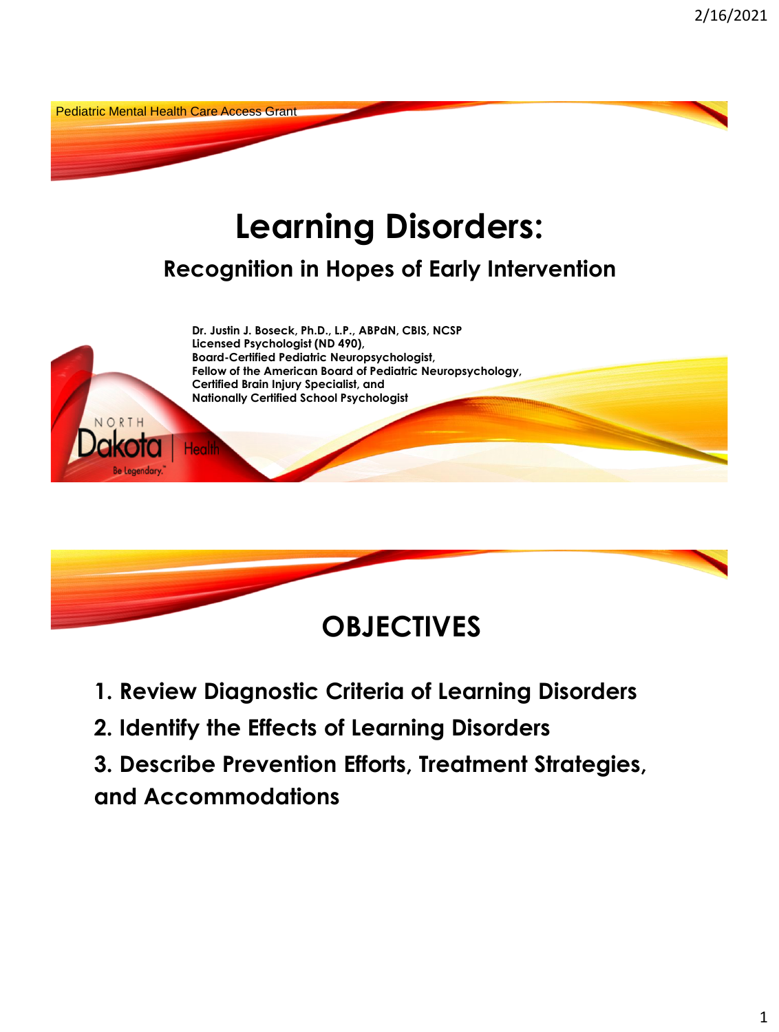Pediatric Mental Health Care Access Grant

# Learning Disorders:

## Recognition in Hopes of Early Intervention

**Dr. Justin J. Boseck, Ph.D., L.P., ABPdN, CBIS, NCSP**
**Licensed Psychologist (ND 490),**
**Board-Certified Pediatric Neuropsychologist,**
**Fellow of the American Board of Pediatric Neuropsychology,**
**Certified Brain Injury Specialist, and**
**Nationally Certified School Psychologist**

NORTH Dakota | Health
Be Legendary.

# OBJECTIVES

1. Review Diagnostic Criteria of Learning Disorders
2. Identify the Effects of Learning Disorders
3. Describe Prevention Efforts, Treatment Strategies, and Accommodations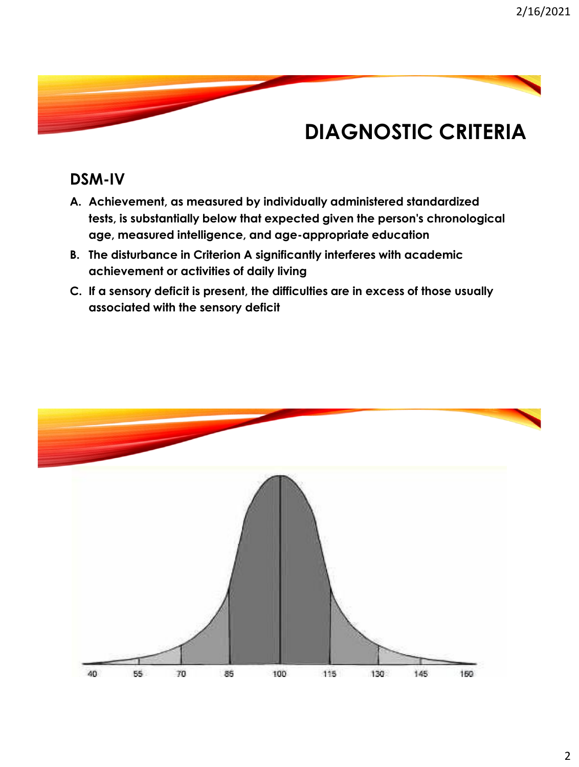# DIAGNOSTIC CRITERIA

## DSM-IV

A. **Achievement, as measured by individually administered standardized tests, is substantially below that expected given the person's chronological age, measured intelligence, and age-appropriate education**

B. **The disturbance in Criterion A significantly interferes with academic achievement or activities of daily living**

C. **If a sensory deficit is present, the difficulties are in excess of those usually associated with the sensory deficit**

40 55 70 85 100 115 130 145 160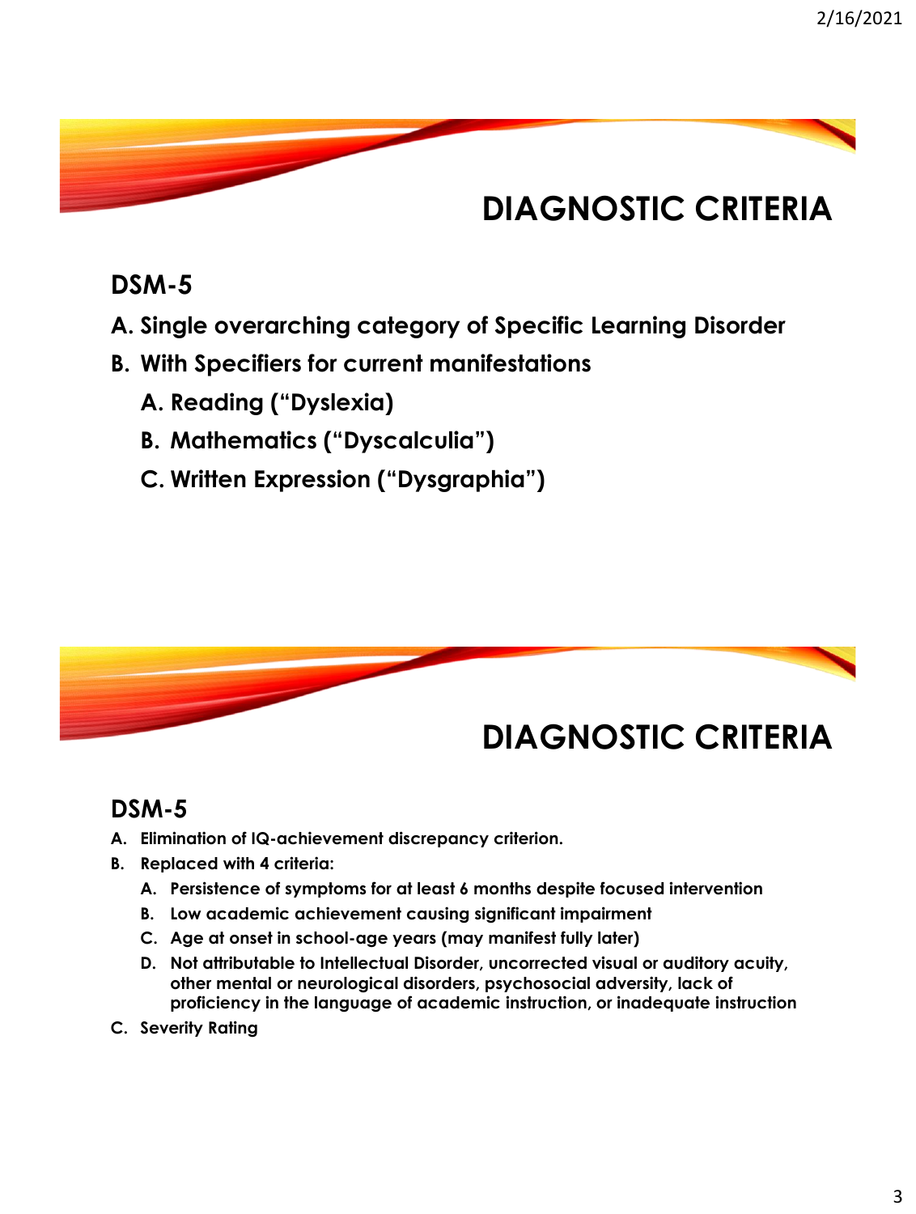# DIAGNOSTIC CRITERIA

## DSM-5

A. Single overarching category of Specific Learning Disorder
B. With Specifiers for current manifestations
   A. Reading (“Dyslexia)
   B. Mathematics (“Dyscalculia”)
   C. Written Expression (“Dysgraphia”)

# DIAGNOSTIC CRITERIA

## DSM-5

A. Elimination of IQ-achievement discrepancy criterion.
B. Replaced with 4 criteria:
   A. Persistence of symptoms for at least 6 months despite focused intervention
   B. Low academic achievement causing significant impairment
   C. Age at onset in school-age years (may manifest fully later)
   D. Not attributable to Intellectual Disorder, uncorrected visual or auditory acuity, other mental or neurological disorders, psychosocial adversity, lack of proficiency in the language of academic instruction, or inadequate instruction
C. Severity Rating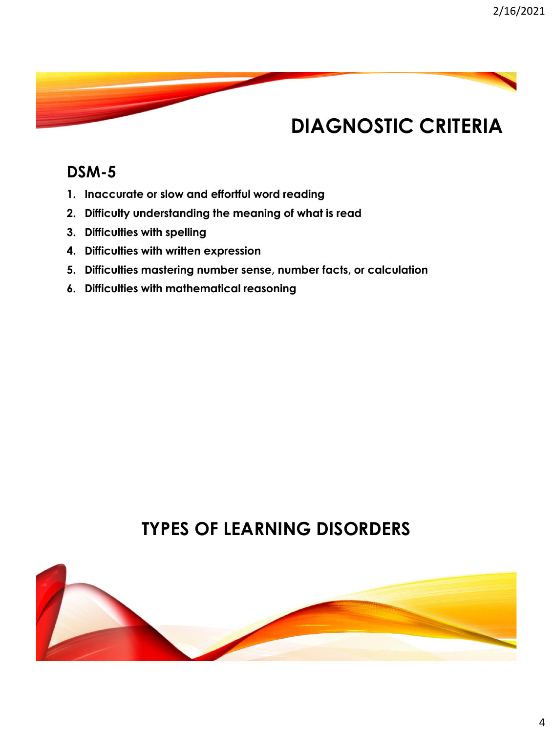# DIAGNOSTIC CRITERIA

## DSM-5

1. **Inaccurate or slow and effortful word reading**
2. **Difficulty understanding the meaning of what is read**
3. **Difficulties with spelling**
4. **Difficulties with written expression**
5. **Difficulties mastering number sense, number facts, or calculation**
6. **Difficulties with mathematical reasoning**

# TYPES OF LEARNING DISORDERS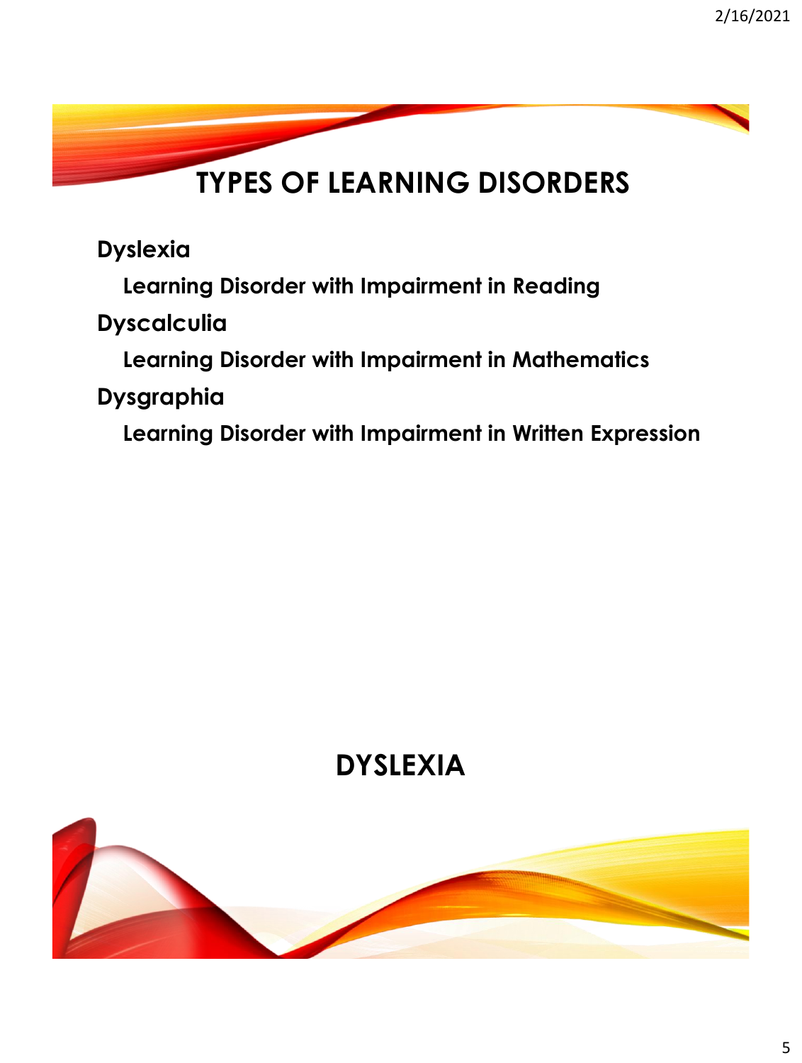# TYPES OF LEARNING DISORDERS

**Dyslexia**

- **Learning Disorder with Impairment in Reading**

**Dyscalculia**

- **Learning Disorder with Impairment in Mathematics**

**Dysgraphia**

- **Learning Disorder with Impairment in Written Expression**

# DYSLEXIA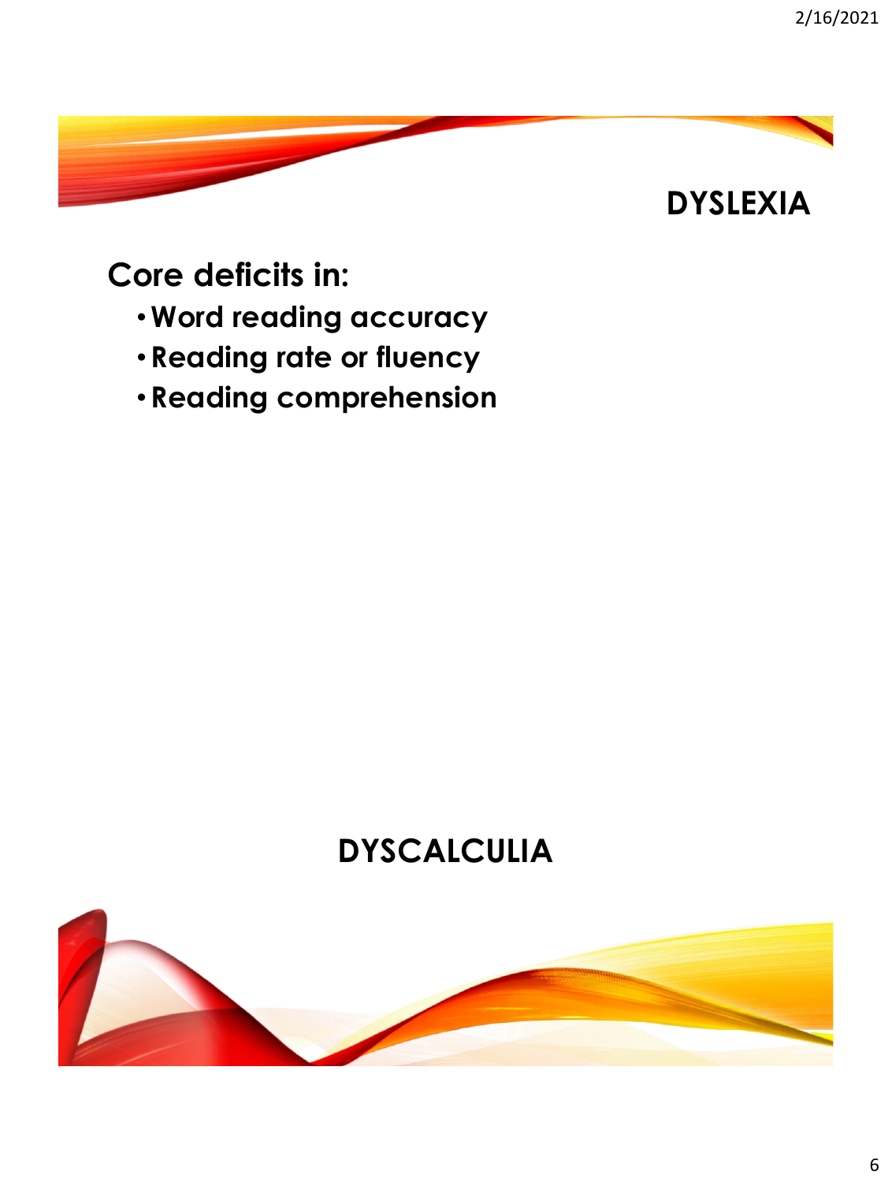## DYSLEXIA

**Core deficits in:**

- **Word reading accuracy**
- **Reading rate or fluency**
- **Reading comprehension**

## DYSCALCULIA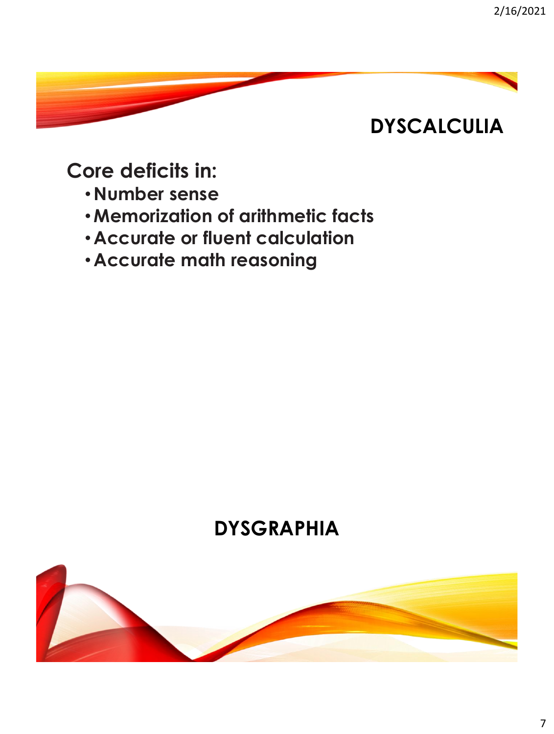## DYSCALCULIA

**Core deficits in:**

- **Number sense**
- **Memorization of arithmetic facts**
- **Accurate or fluent calculation**
- **Accurate math reasoning**

## DYSGRAPHIA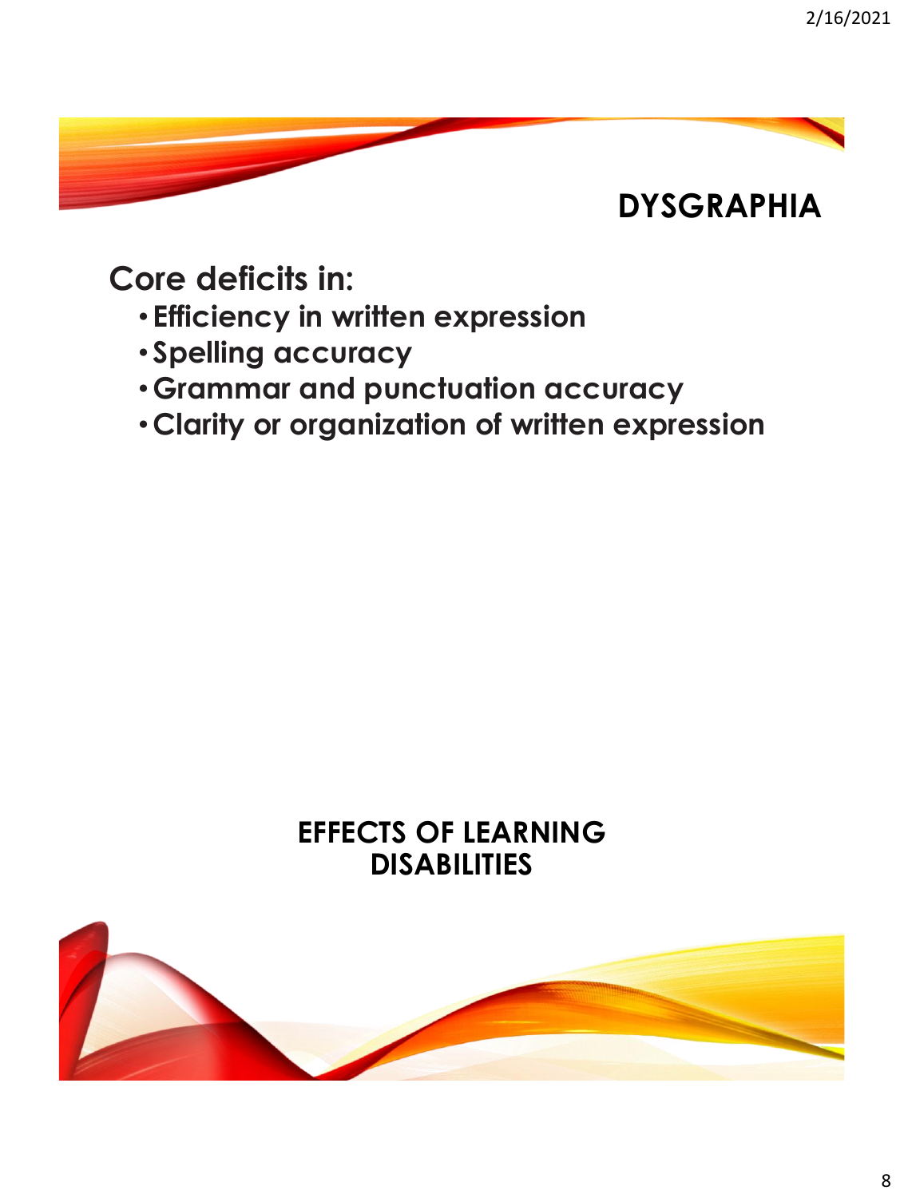## DYSGRAPHIA

**Core deficits in:**

- **Efficiency in written expression**
- **Spelling accuracy**
- **Grammar and punctuation accuracy**
- **Clarity or organization of written expression**

## EFFECTS OF LEARNING DISABILITIES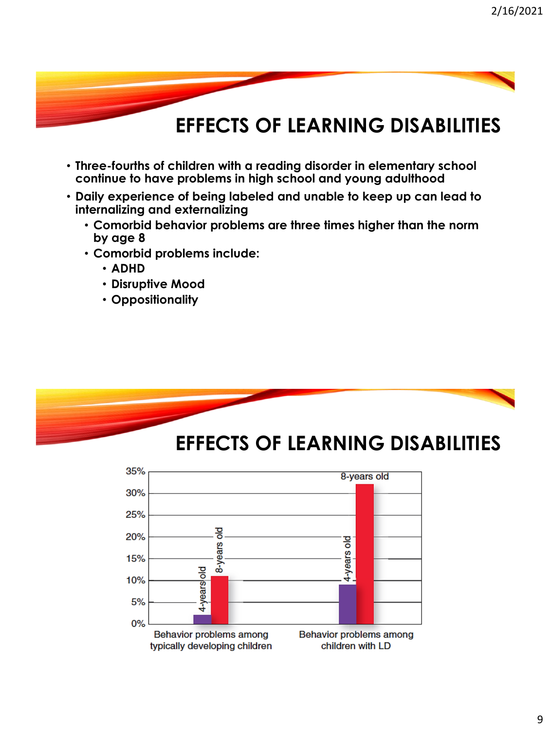# EFFECTS OF LEARNING DISABILITIES

- Three-fourths of children with a reading disorder in elementary school continue to have problems in high school and young adulthood
- Daily experience of being labeled and unable to keep up can lead to internalizing and externalizing
  - Comorbid behavior problems are three times higher than the norm by age 8
  - Comorbid problems include:
    - ADHD
    - Disruptive Mood
    - Oppositionality

# EFFECTS OF LEARNING DISABILITIES

35%
30%
25%
20%
15%
10%
5%
0%

4-years old
8-years old
4-years old
8-years old

Behavior problems among typically developing children

Behavior problems among children with LD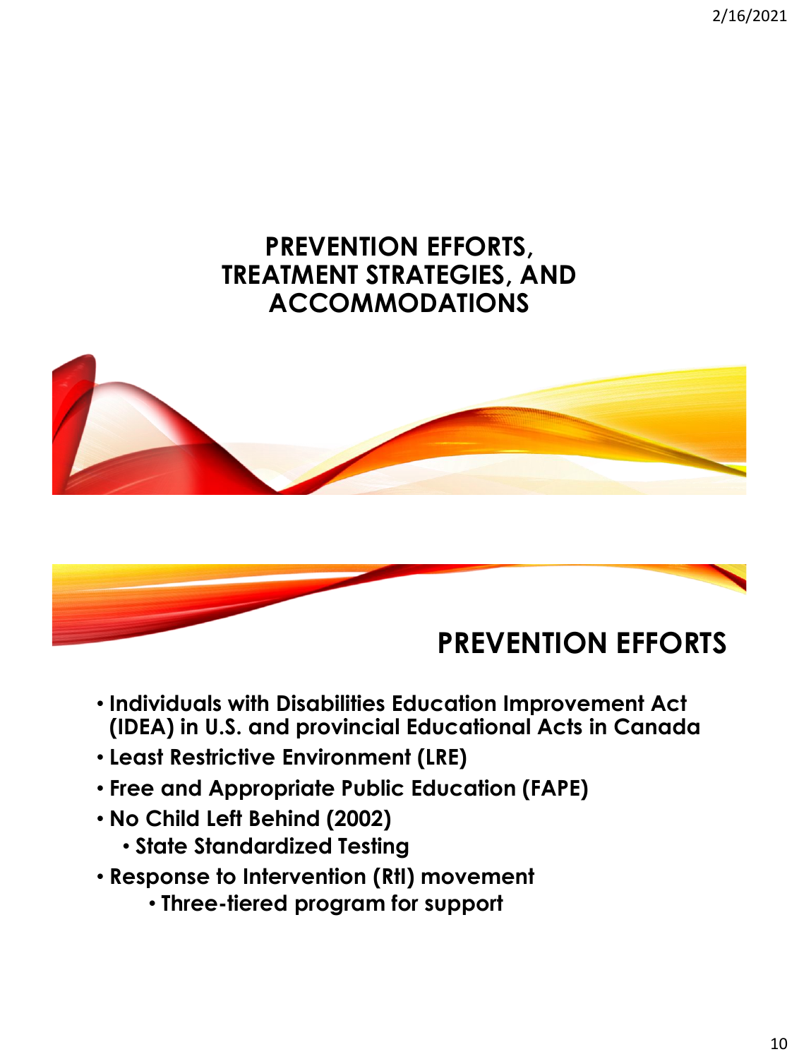# PREVENTION EFFORTS, TREATMENT STRATEGIES, AND ACCOMMODATIONS

## PREVENTION EFFORTS

- **Individuals with Disabilities Education Improvement Act (IDEA) in U.S. and provincial Educational Acts in Canada**
- **Least Restrictive Environment (LRE)**
- **Free and Appropriate Public Education (FAPE)**
- **No Child Left Behind (2002)**
  - **State Standardized Testing**
- **Response to Intervention (RtI) movement**
  - **Three-tiered program for support**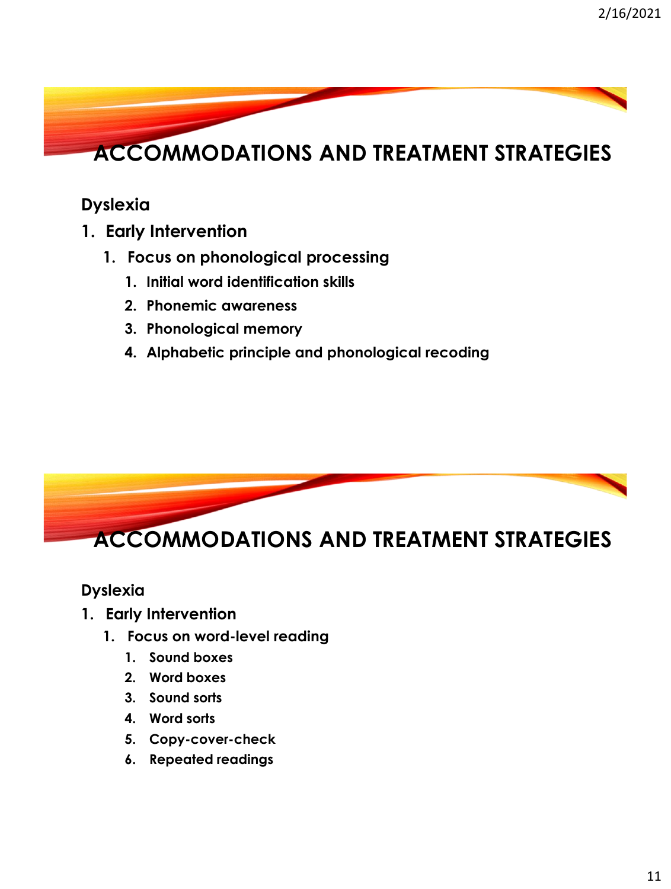# ACCOMMODATIONS AND TREATMENT STRATEGIES

**Dyslexia**

1. **Early Intervention**
   1. **Focus on phonological processing**
      1. **Initial word identification skills**
      2. **Phonemic awareness**
      3. **Phonological memory**
      4. **Alphabetic principle and phonological recoding**

# ACCOMMODATIONS AND TREATMENT STRATEGIES

**Dyslexia**

1. **Early Intervention**
   1. **Focus on word-level reading**
      1. **Sound boxes**
      2. **Word boxes**
      3. **Sound sorts**
      4. **Word sorts**
      5. **Copy-cover-check**
      6. **Repeated readings**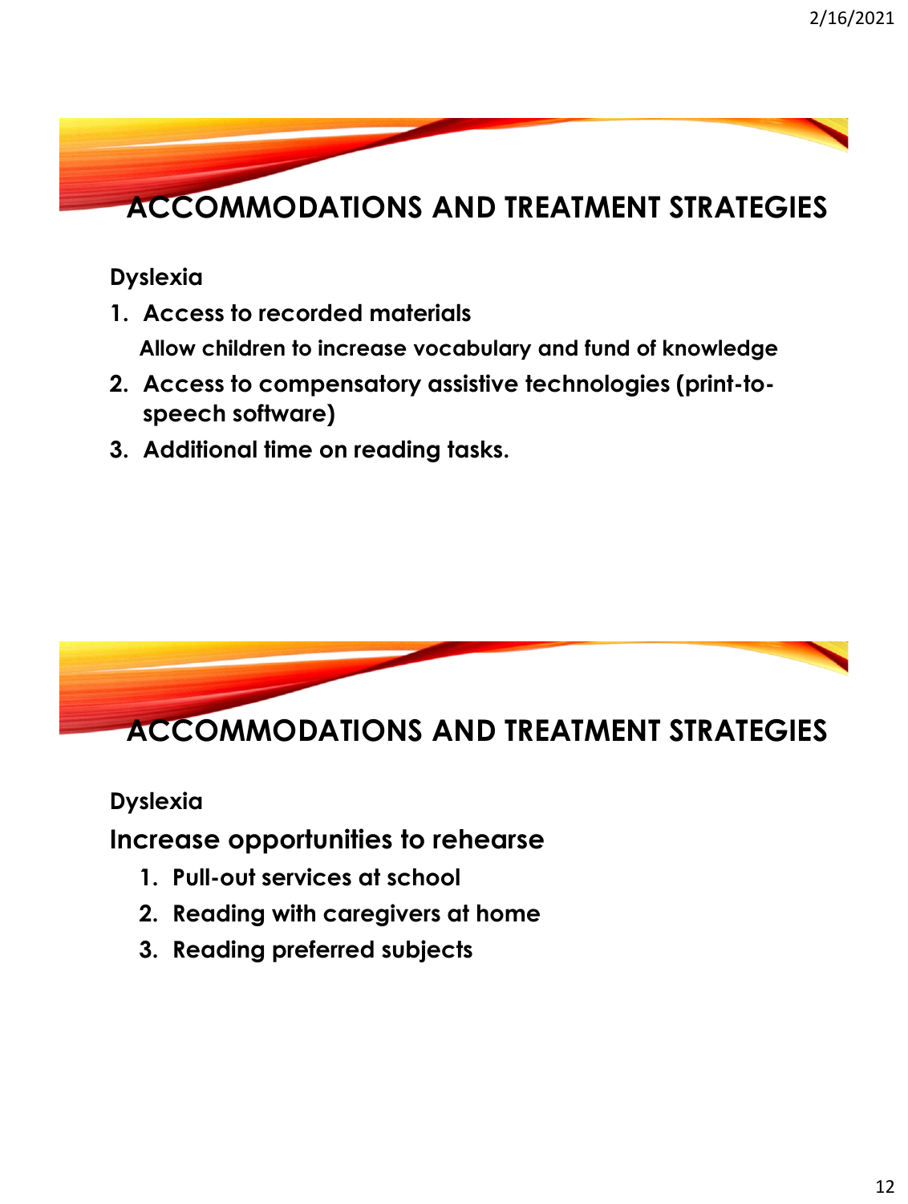# ACCOMMODATIONS AND TREATMENT STRATEGIES

**Dyslexia**

1. **Access to recorded materials**

   **Allow children to increase vocabulary and fund of knowledge**

2. **Access to compensatory assistive technologies (print-to-speech software)**
3. **Additional time on reading tasks.**

# ACCOMMODATIONS AND TREATMENT STRATEGIES

**Dyslexia**

## Increase opportunities to rehearse

1. **Pull-out services at school**
2. **Reading with caregivers at home**
3. **Reading preferred subjects**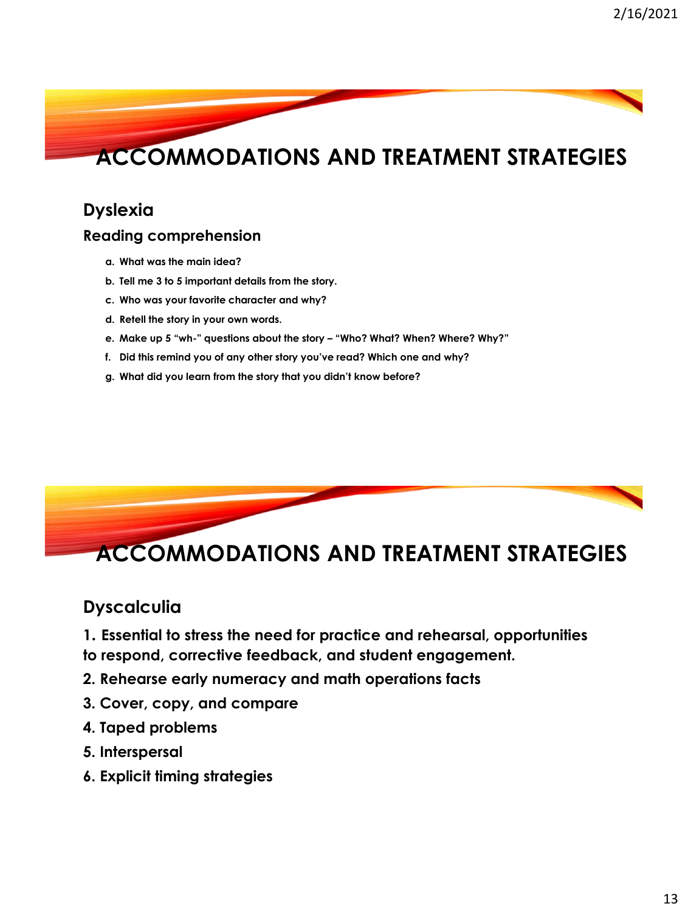# ACCOMMODATIONS AND TREATMENT STRATEGIES

## Dyslexia

### Reading comprehension

a. What was the main idea?

b. Tell me 3 to 5 important details from the story.

c. Who was your favorite character and why?

d. Retell the story in your own words.

e. Make up 5 "wh-" questions about the story – "Who? What? When? Where? Why?"

f. Did this remind you of any other story you've read? Which one and why?

g. What did you learn from the story that you didn't know before?

# ACCOMMODATIONS AND TREATMENT STRATEGIES

## Dyscalculia

1. Essential to stress the need for practice and rehearsal, opportunities to respond, corrective feedback, and student engagement.
2. Rehearse early numeracy and math operations facts
3. Cover, copy, and compare
4. Taped problems
5. Interspersal
6. Explicit timing strategies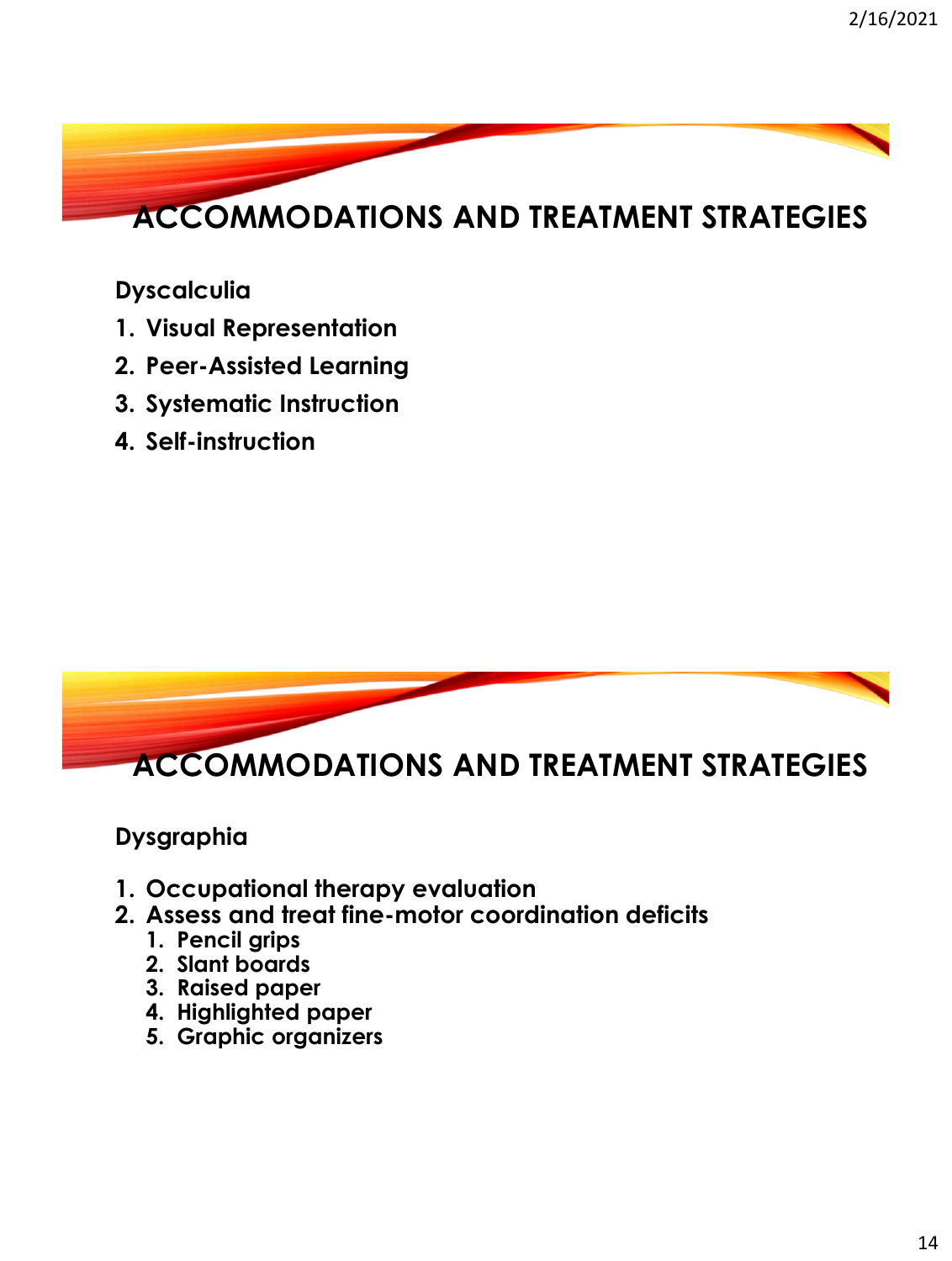# ACCOMMODATIONS AND TREATMENT STRATEGIES

**Dyscalculia**

1. **Visual Representation**
2. **Peer-Assisted Learning**
3. **Systematic Instruction**
4. **Self-instruction**

# ACCOMMODATIONS AND TREATMENT STRATEGIES

**Dysgraphia**

1. **Occupational therapy evaluation**
2. **Assess and treat fine-motor coordination deficits**
   1. **Pencil grips**
   2. **Slant boards**
   3. **Raised paper**
   4. **Highlighted paper**
   5. **Graphic organizers**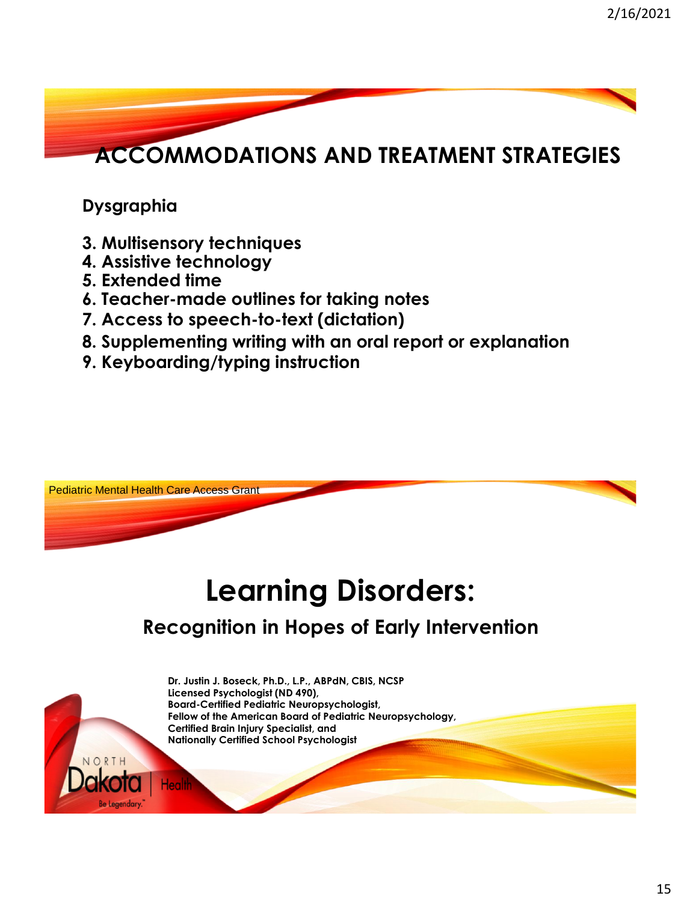# ACCOMMODATIONS AND TREATMENT STRATEGIES

**Dysgraphia**

3. **Multisensory techniques**
4. **Assistive technology**
5. **Extended time**
6. **Teacher-made outlines for taking notes**
7. **Access to speech-to-text (dictation)**
8. **Supplementing writing with an oral report or explanation**
9. **Keyboarding/typing instruction**

Pediatric Mental Health Care Access Grant

# Learning Disorders:

## Recognition in Hopes of Early Intervention

**Dr. Justin J. Boseck, Ph.D., L.P., ABPdN, CBIS, NCSP**
**Licensed Psychologist (ND 490),**
**Board-Certified Pediatric Neuropsychologist,**
**Fellow of the American Board of Pediatric Neuropsychology,**
**Certified Brain Injury Specialist, and**
**Nationally Certified School Psychologist**

NORTH Dakota | Health
Be Legendary.